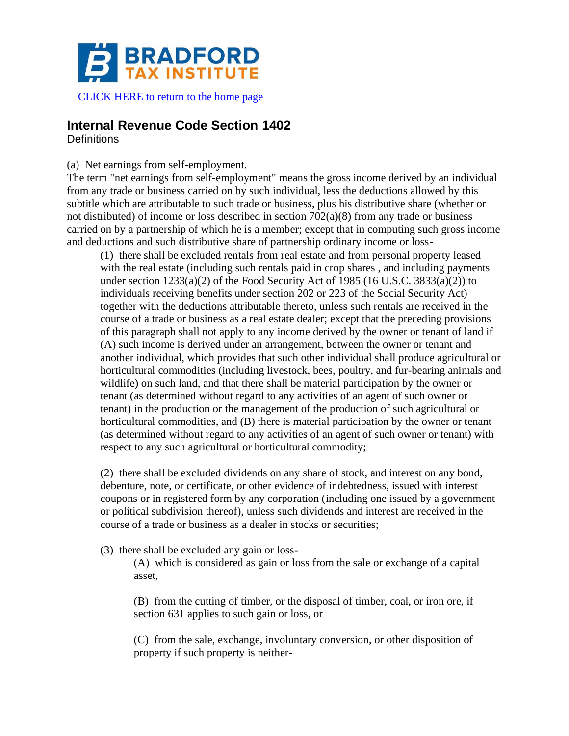CLICK HERE to return to the home page

## Internal Revenue Code Section 1402

Definitions

(a) Net earnings from self-employment.

The term "net earnings from self-employment" means the gross income derived by an individual from any trade or business carried on by such individual, less the deductions allowed by this subtitle which are attributable to such trade or business, plus his distributive share (whether or not distributed) of income or loss described in section 702(a)(8) from any trade or business carried on by a partnership of which he is a member; except that in computing such gross income and deductions and such distributive share of partnership ordinary income or loss-

> (1) there shall be excluded rentals from real estate and from personal property leased with the real estate (including such rentals paid in crop shares , and including payments under section 1233(a)(2) of the Food Security Act of 1985 (16 U.S.C. 3833(a)(2)) to individuals receiving benefits under section 202 or 223 of the Social Security Act) together with the deductions attributable thereto, unless such rentals are received in the course of a trade or business as a real estate dealer; except that the preceding provisions of this paragraph shall not apply to any income derived by the owner or tenant of land if (A) such income is derived under an arrangement, between the owner or tenant and another individual, which provides that such other individual shall produce agricultural or horticultural commodities (including livestock, bees, poultry, and fur-bearing animals and wildlife) on such land, and that there shall be material participation by the owner or tenant (as determined without regard to any activities of an agent of such owner or tenant) in the production or the management of the production of such agricultural or horticultural commodities, and (B) there is material participation by the owner or tenant (as determined without regard to any activities of an agent of such owner or tenant) with respect to any such agricultural or horticultural commodity;
>
> (2) there shall be excluded dividends on any share of stock, and interest on any bond, debenture, note, or certificate, or other evidence of indebtedness, issued with interest coupons or in registered form by any corporation (including one issued by a government or political subdivision thereof), unless such dividends and interest are received in the course of a trade or business as a dealer in stocks or securities;
>
> (3) there shall be excluded any gain or loss-
>
> > (A) which is considered as gain or loss from the sale or exchange of a capital asset,
> >
> > (B) from the cutting of timber, or the disposal of timber, coal, or iron ore, if section 631 applies to such gain or loss, or
> >
> > (C) from the sale, exchange, involuntary conversion, or other disposition of property if such property is neither-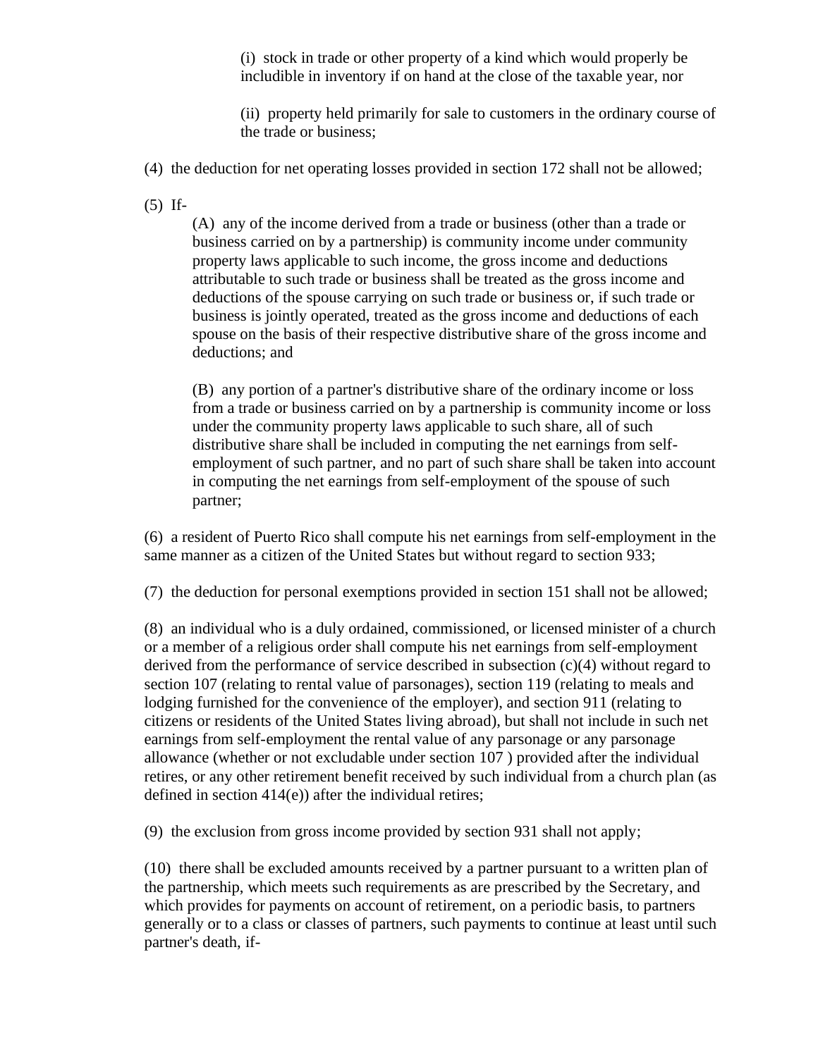(i) stock in trade or other property of a kind which would properly be includible in inventory if on hand at the close of the taxable year, nor

(ii) property held primarily for sale to customers in the ordinary course of the trade or business;

(4) the deduction for net operating losses provided in section 172 shall not be allowed;

(5) If-

(A) any of the income derived from a trade or business (other than a trade or business carried on by a partnership) is community income under community property laws applicable to such income, the gross income and deductions attributable to such trade or business shall be treated as the gross income and deductions of the spouse carrying on such trade or business or, if such trade or business is jointly operated, treated as the gross income and deductions of each spouse on the basis of their respective distributive share of the gross income and deductions; and

(B) any portion of a partner's distributive share of the ordinary income or loss from a trade or business carried on by a partnership is community income or loss under the community property laws applicable to such share, all of such distributive share shall be included in computing the net earnings from self-employment of such partner, and no part of such share shall be taken into account in computing the net earnings from self-employment of the spouse of such partner;

(6) a resident of Puerto Rico shall compute his net earnings from self-employment in the same manner as a citizen of the United States but without regard to section 933;

(7) the deduction for personal exemptions provided in section 151 shall not be allowed;

(8) an individual who is a duly ordained, commissioned, or licensed minister of a church or a member of a religious order shall compute his net earnings from self-employment derived from the performance of service described in subsection (c)(4) without regard to section 107 (relating to rental value of parsonages), section 119 (relating to meals and lodging furnished for the convenience of the employer), and section 911 (relating to citizens or residents of the United States living abroad), but shall not include in such net earnings from self-employment the rental value of any parsonage or any parsonage allowance (whether or not excludable under section 107 ) provided after the individual retires, or any other retirement benefit received by such individual from a church plan (as defined in section 414(e)) after the individual retires;

(9) the exclusion from gross income provided by section 931 shall not apply;

(10) there shall be excluded amounts received by a partner pursuant to a written plan of the partnership, which meets such requirements as are prescribed by the Secretary, and which provides for payments on account of retirement, on a periodic basis, to partners generally or to a class or classes of partners, such payments to continue at least until such partner's death, if-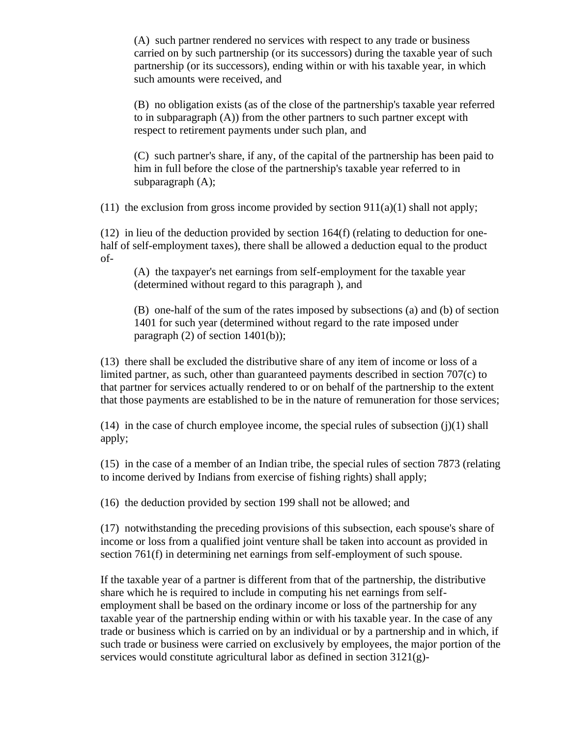(A) such partner rendered no services with respect to any trade or business carried on by such partnership (or its successors) during the taxable year of such partnership (or its successors), ending within or with his taxable year, in which such amounts were received, and

(B) no obligation exists (as of the close of the partnership's taxable year referred to in subparagraph (A)) from the other partners to such partner except with respect to retirement payments under such plan, and

(C) such partner's share, if any, of the capital of the partnership has been paid to him in full before the close of the partnership's taxable year referred to in subparagraph (A);

(11) the exclusion from gross income provided by section 911(a)(1) shall not apply;

(12) in lieu of the deduction provided by section 164(f) (relating to deduction for one-half of self-employment taxes), there shall be allowed a deduction equal to the product of-

(A) the taxpayer's net earnings from self-employment for the taxable year (determined without regard to this paragraph ), and

(B) one-half of the sum of the rates imposed by subsections (a) and (b) of section 1401 for such year (determined without regard to the rate imposed under paragraph (2) of section 1401(b));

(13) there shall be excluded the distributive share of any item of income or loss of a limited partner, as such, other than guaranteed payments described in section 707(c) to that partner for services actually rendered to or on behalf of the partnership to the extent that those payments are established to be in the nature of remuneration for those services;

(14) in the case of church employee income, the special rules of subsection (j)(1) shall apply;

(15) in the case of a member of an Indian tribe, the special rules of section 7873 (relating to income derived by Indians from exercise of fishing rights) shall apply;

(16) the deduction provided by section 199 shall not be allowed; and

(17) notwithstanding the preceding provisions of this subsection, each spouse's share of income or loss from a qualified joint venture shall be taken into account as provided in section 761(f) in determining net earnings from self-employment of such spouse.

If the taxable year of a partner is different from that of the partnership, the distributive share which he is required to include in computing his net earnings from self-employment shall be based on the ordinary income or loss of the partnership for any taxable year of the partnership ending within or with his taxable year. In the case of any trade or business which is carried on by an individual or by a partnership and in which, if such trade or business were carried on exclusively by employees, the major portion of the services would constitute agricultural labor as defined in section 3121(g)-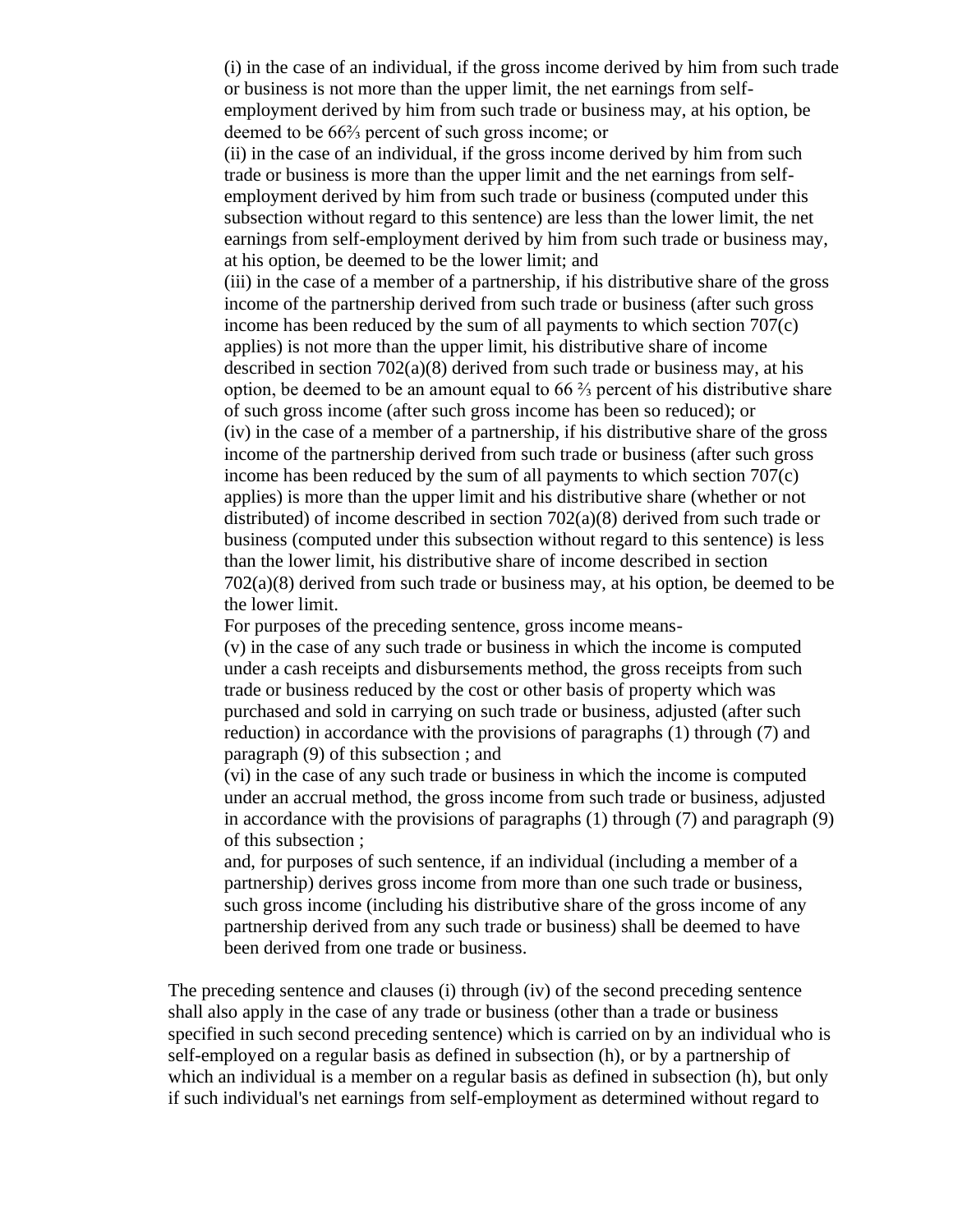(i) in the case of an individual, if the gross income derived by him from such trade or business is not more than the upper limit, the net earnings from self-employment derived by him from such trade or business may, at his option, be deemed to be 66⅔ percent of such gross income; or

(ii) in the case of an individual, if the gross income derived by him from such trade or business is more than the upper limit and the net earnings from self-employment derived by him from such trade or business (computed under this subsection without regard to this sentence) are less than the lower limit, the net earnings from self-employment derived by him from such trade or business may, at his option, be deemed to be the lower limit; and

(iii) in the case of a member of a partnership, if his distributive share of the gross income of the partnership derived from such trade or business (after such gross income has been reduced by the sum of all payments to which section 707(c) applies) is not more than the upper limit, his distributive share of income described in section 702(a)(8) derived from such trade or business may, at his option, be deemed to be an amount equal to 66 ⅔ percent of his distributive share of such gross income (after such gross income has been so reduced); or

(iv) in the case of a member of a partnership, if his distributive share of the gross income of the partnership derived from such trade or business (after such gross income has been reduced by the sum of all payments to which section 707(c) applies) is more than the upper limit and his distributive share (whether or not distributed) of income described in section 702(a)(8) derived from such trade or business (computed under this subsection without regard to this sentence) is less than the lower limit, his distributive share of income described in section 702(a)(8) derived from such trade or business may, at his option, be deemed to be the lower limit.

For purposes of the preceding sentence, gross income means-

(v) in the case of any such trade or business in which the income is computed under a cash receipts and disbursements method, the gross receipts from such trade or business reduced by the cost or other basis of property which was purchased and sold in carrying on such trade or business, adjusted (after such reduction) in accordance with the provisions of paragraphs (1) through (7) and paragraph (9) of this subsection ; and

(vi) in the case of any such trade or business in which the income is computed under an accrual method, the gross income from such trade or business, adjusted in accordance with the provisions of paragraphs (1) through (7) and paragraph (9) of this subsection ;

and, for purposes of such sentence, if an individual (including a member of a partnership) derives gross income from more than one such trade or business, such gross income (including his distributive share of the gross income of any partnership derived from any such trade or business) shall be deemed to have been derived from one trade or business.

The preceding sentence and clauses (i) through (iv) of the second preceding sentence shall also apply in the case of any trade or business (other than a trade or business specified in such second preceding sentence) which is carried on by an individual who is self-employed on a regular basis as defined in subsection (h), or by a partnership of which an individual is a member on a regular basis as defined in subsection (h), but only if such individual's net earnings from self-employment as determined without regard to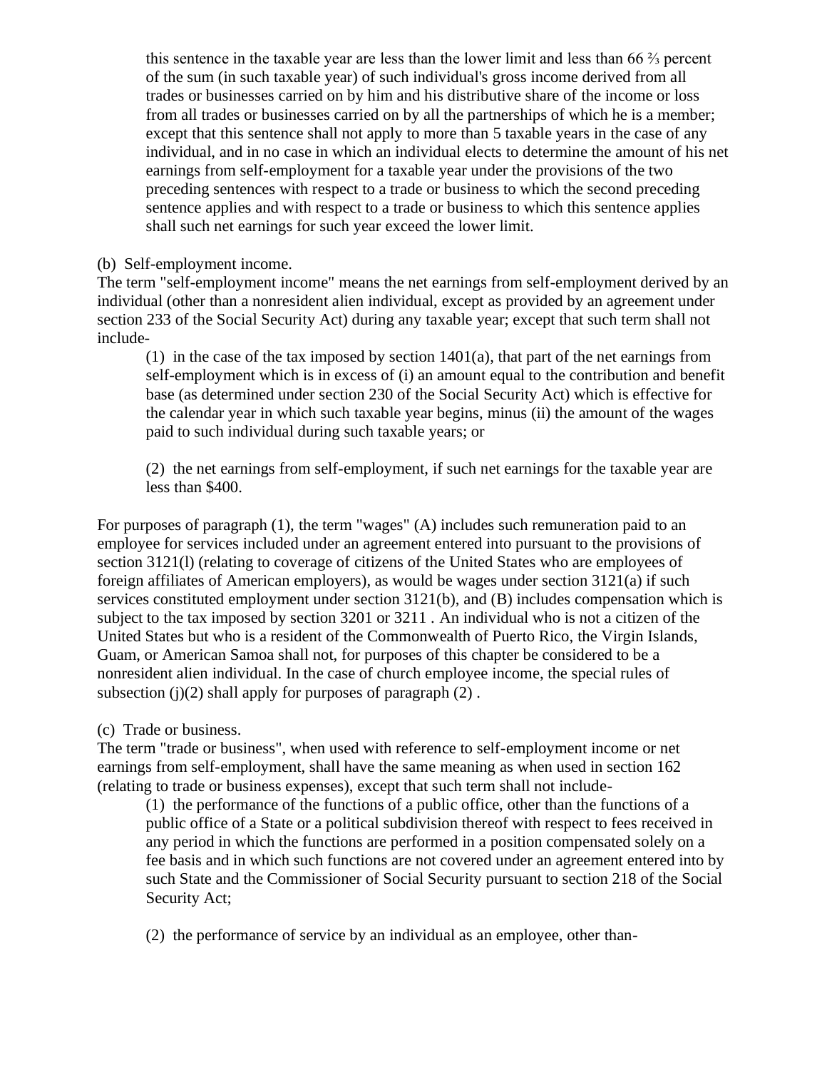this sentence in the taxable year are less than the lower limit and less than 66 ⅔ percent of the sum (in such taxable year) of such individual's gross income derived from all trades or businesses carried on by him and his distributive share of the income or loss from all trades or businesses carried on by all the partnerships of which he is a member; except that this sentence shall not apply to more than 5 taxable years in the case of any individual, and in no case in which an individual elects to determine the amount of his net earnings from self-employment for a taxable year under the provisions of the two preceding sentences with respect to a trade or business to which the second preceding sentence applies and with respect to a trade or business to which this sentence applies shall such net earnings for such year exceed the lower limit.

(b) Self-employment income.

The term "self-employment income" means the net earnings from self-employment derived by an individual (other than a nonresident alien individual, except as provided by an agreement under section 233 of the Social Security Act) during any taxable year; except that such term shall not include-

(1) in the case of the tax imposed by section 1401(a), that part of the net earnings from self-employment which is in excess of (i) an amount equal to the contribution and benefit base (as determined under section 230 of the Social Security Act) which is effective for the calendar year in which such taxable year begins, minus (ii) the amount of the wages paid to such individual during such taxable years; or

(2) the net earnings from self-employment, if such net earnings for the taxable year are less than $400.

For purposes of paragraph (1), the term "wages" (A) includes such remuneration paid to an employee for services included under an agreement entered into pursuant to the provisions of section 3121(l) (relating to coverage of citizens of the United States who are employees of foreign affiliates of American employers), as would be wages under section 3121(a) if such services constituted employment under section 3121(b), and (B) includes compensation which is subject to the tax imposed by section 3201 or 3211 . An individual who is not a citizen of the United States but who is a resident of the Commonwealth of Puerto Rico, the Virgin Islands, Guam, or American Samoa shall not, for purposes of this chapter be considered to be a nonresident alien individual. In the case of church employee income, the special rules of subsection (j)(2) shall apply for purposes of paragraph (2) .

(c) Trade or business.

The term "trade or business", when used with reference to self-employment income or net earnings from self-employment, shall have the same meaning as when used in section 162 (relating to trade or business expenses), except that such term shall not include-

(1) the performance of the functions of a public office, other than the functions of a public office of a State or a political subdivision thereof with respect to fees received in any period in which the functions are performed in a position compensated solely on a fee basis and in which such functions are not covered under an agreement entered into by such State and the Commissioner of Social Security pursuant to section 218 of the Social Security Act;

(2) the performance of service by an individual as an employee, other than-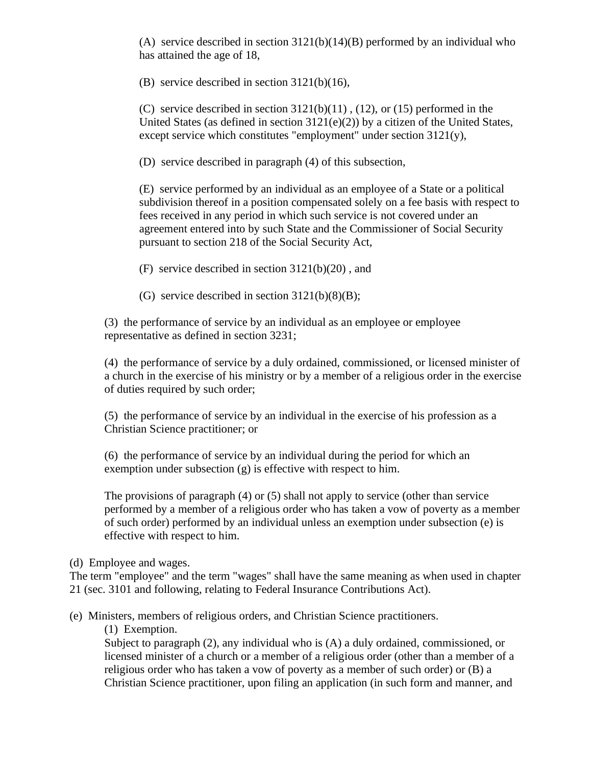(A) service described in section 3121(b)(14)(B) performed by an individual who has attained the age of 18,

(B) service described in section 3121(b)(16),

(C) service described in section 3121(b)(11) , (12), or (15) performed in the United States (as defined in section 3121(e)(2)) by a citizen of the United States, except service which constitutes "employment" under section 3121(y),

(D) service described in paragraph (4) of this subsection,

(E) service performed by an individual as an employee of a State or a political subdivision thereof in a position compensated solely on a fee basis with respect to fees received in any period in which such service is not covered under an agreement entered into by such State and the Commissioner of Social Security pursuant to section 218 of the Social Security Act,

(F) service described in section 3121(b)(20) , and

(G) service described in section 3121(b)(8)(B);

(3) the performance of service by an individual as an employee or employee representative as defined in section 3231;

(4) the performance of service by a duly ordained, commissioned, or licensed minister of a church in the exercise of his ministry or by a member of a religious order in the exercise of duties required by such order;

(5) the performance of service by an individual in the exercise of his profession as a Christian Science practitioner; or

(6) the performance of service by an individual during the period for which an exemption under subsection (g) is effective with respect to him.

The provisions of paragraph (4) or (5) shall not apply to service (other than service performed by a member of a religious order who has taken a vow of poverty as a member of such order) performed by an individual unless an exemption under subsection (e) is effective with respect to him.

(d) Employee and wages.
The term "employee" and the term "wages" shall have the same meaning as when used in chapter 21 (sec. 3101 and following, relating to Federal Insurance Contributions Act).

(e) Ministers, members of religious orders, and Christian Science practitioners.

(1) Exemption.
Subject to paragraph (2), any individual who is (A) a duly ordained, commissioned, or licensed minister of a church or a member of a religious order (other than a member of a religious order who has taken a vow of poverty as a member of such order) or (B) a Christian Science practitioner, upon filing an application (in such form and manner, and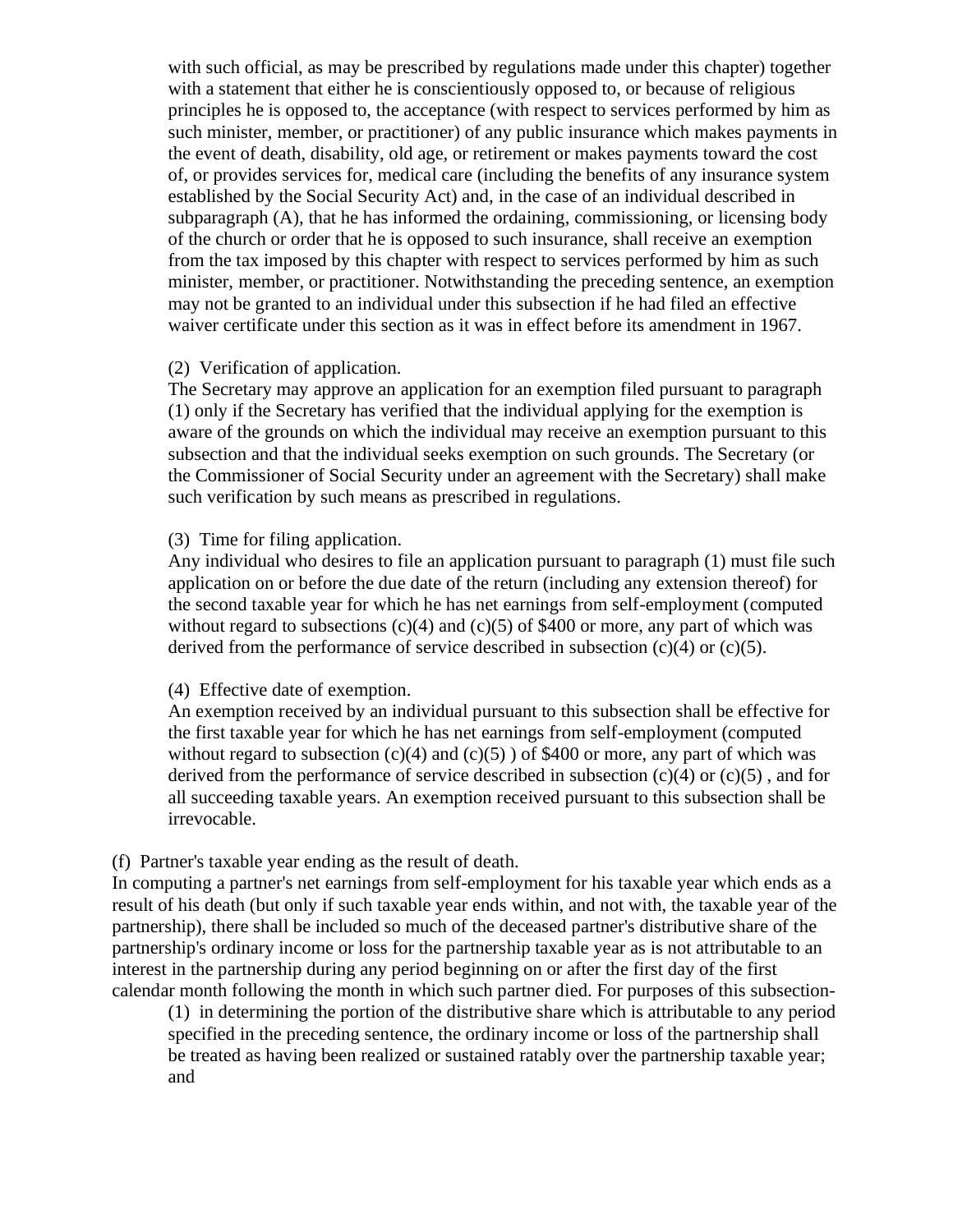with such official, as may be prescribed by regulations made under this chapter) together with a statement that either he is conscientiously opposed to, or because of religious principles he is opposed to, the acceptance (with respect to services performed by him as such minister, member, or practitioner) of any public insurance which makes payments in the event of death, disability, old age, or retirement or makes payments toward the cost of, or provides services for, medical care (including the benefits of any insurance system established by the Social Security Act) and, in the case of an individual described in subparagraph (A), that he has informed the ordaining, commissioning, or licensing body of the church or order that he is opposed to such insurance, shall receive an exemption from the tax imposed by this chapter with respect to services performed by him as such minister, member, or practitioner. Notwithstanding the preceding sentence, an exemption may not be granted to an individual under this subsection if he had filed an effective waiver certificate under this section as it was in effect before its amendment in 1967.

(2) Verification of application.
The Secretary may approve an application for an exemption filed pursuant to paragraph (1) only if the Secretary has verified that the individual applying for the exemption is aware of the grounds on which the individual may receive an exemption pursuant to this subsection and that the individual seeks exemption on such grounds. The Secretary (or the Commissioner of Social Security under an agreement with the Secretary) shall make such verification by such means as prescribed in regulations.

(3) Time for filing application.
Any individual who desires to file an application pursuant to paragraph (1) must file such application on or before the due date of the return (including any extension thereof) for the second taxable year for which he has net earnings from self-employment (computed without regard to subsections (c)(4) and (c)(5) of $400 or more, any part of which was derived from the performance of service described in subsection (c)(4) or (c)(5).

(4) Effective date of exemption.
An exemption received by an individual pursuant to this subsection shall be effective for the first taxable year for which he has net earnings from self-employment (computed without regard to subsection (c)(4) and (c)(5) ) of $400 or more, any part of which was derived from the performance of service described in subsection (c)(4) or (c)(5) , and for all succeeding taxable years. An exemption received pursuant to this subsection shall be irrevocable.

(f) Partner's taxable year ending as the result of death.
In computing a partner's net earnings from self-employment for his taxable year which ends as a result of his death (but only if such taxable year ends within, and not with, the taxable year of the partnership), there shall be included so much of the deceased partner's distributive share of the partnership's ordinary income or loss for the partnership taxable year as is not attributable to an interest in the partnership during any period beginning on or after the first day of the first calendar month following the month in which such partner died. For purposes of this subsection-

(1) in determining the portion of the distributive share which is attributable to any period specified in the preceding sentence, the ordinary income or loss of the partnership shall be treated as having been realized or sustained ratably over the partnership taxable year; and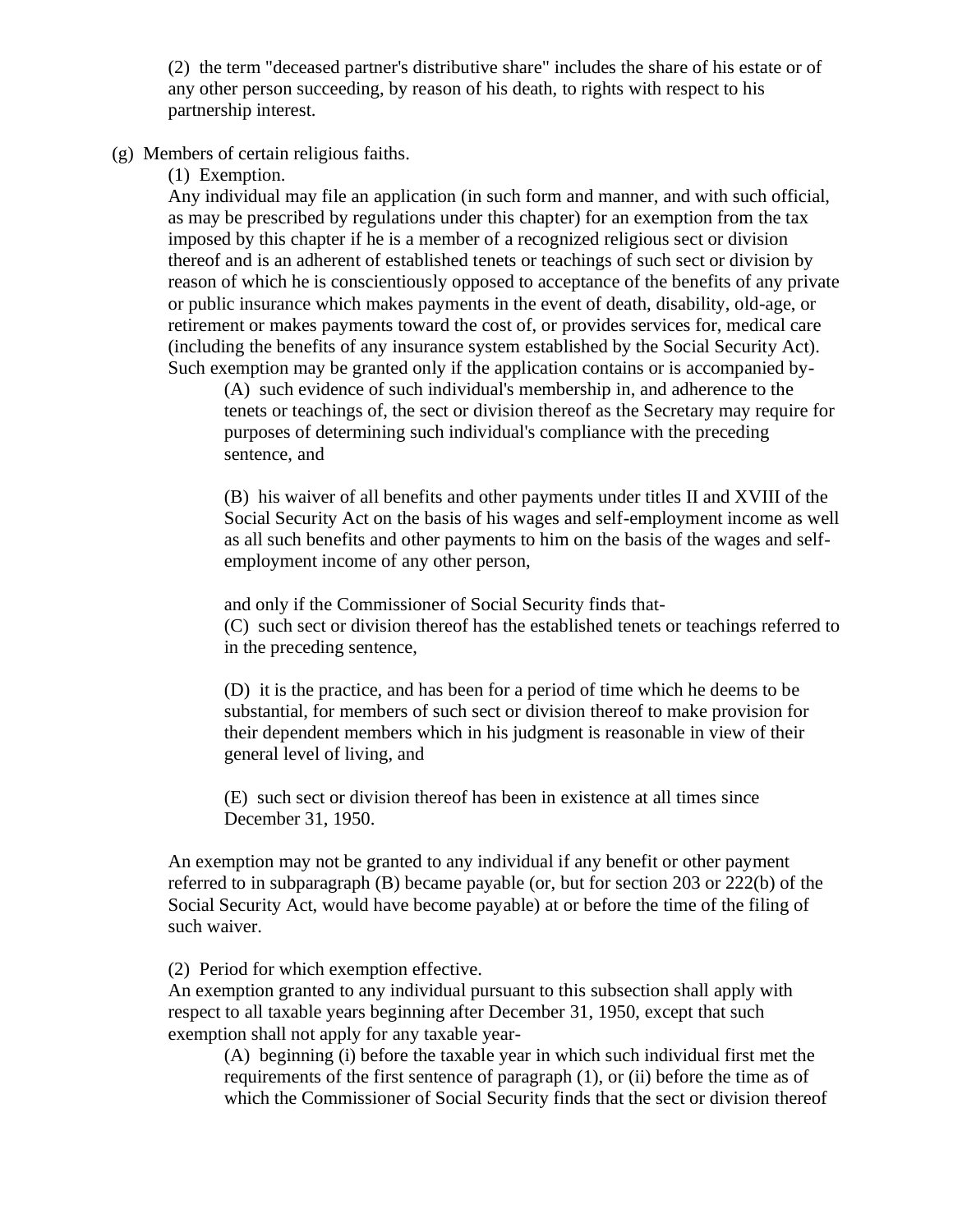(2) the term "deceased partner's distributive share" includes the share of his estate or of any other person succeeding, by reason of his death, to rights with respect to his partnership interest.

(g) Members of certain religious faiths.

(1) Exemption.

Any individual may file an application (in such form and manner, and with such official, as may be prescribed by regulations under this chapter) for an exemption from the tax imposed by this chapter if he is a member of a recognized religious sect or division thereof and is an adherent of established tenets or teachings of such sect or division by reason of which he is conscientiously opposed to acceptance of the benefits of any private or public insurance which makes payments in the event of death, disability, old-age, or retirement or makes payments toward the cost of, or provides services for, medical care (including the benefits of any insurance system established by the Social Security Act). Such exemption may be granted only if the application contains or is accompanied by-

(A) such evidence of such individual's membership in, and adherence to the tenets or teachings of, the sect or division thereof as the Secretary may require for purposes of determining such individual's compliance with the preceding sentence, and

(B) his waiver of all benefits and other payments under titles II and XVIII of the Social Security Act on the basis of his wages and self-employment income as well as all such benefits and other payments to him on the basis of the wages and self-employment income of any other person,

and only if the Commissioner of Social Security finds that-

(C) such sect or division thereof has the established tenets or teachings referred to in the preceding sentence,

(D) it is the practice, and has been for a period of time which he deems to be substantial, for members of such sect or division thereof to make provision for their dependent members which in his judgment is reasonable in view of their general level of living, and

(E) such sect or division thereof has been in existence at all times since December 31, 1950.

An exemption may not be granted to any individual if any benefit or other payment referred to in subparagraph (B) became payable (or, but for section 203 or 222(b) of the Social Security Act, would have become payable) at or before the time of the filing of such waiver.

(2) Period for which exemption effective.

An exemption granted to any individual pursuant to this subsection shall apply with respect to all taxable years beginning after December 31, 1950, except that such exemption shall not apply for any taxable year-

(A) beginning (i) before the taxable year in which such individual first met the requirements of the first sentence of paragraph (1), or (ii) before the time as of which the Commissioner of Social Security finds that the sect or division thereof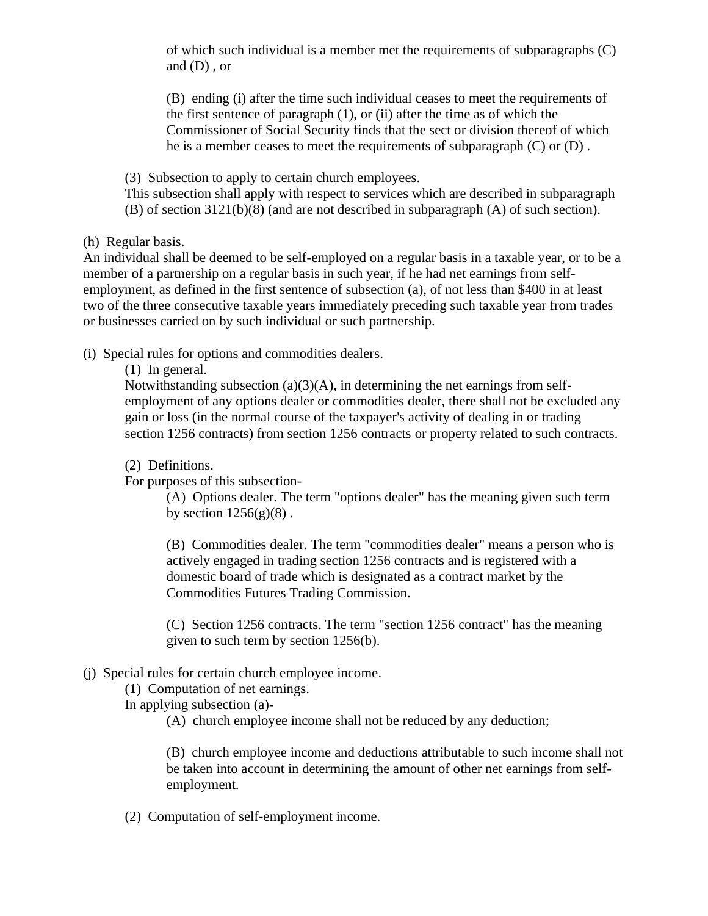of which such individual is a member met the requirements of subparagraphs (C) and (D) , or

(B) ending (i) after the time such individual ceases to meet the requirements of the first sentence of paragraph (1), or (ii) after the time as of which the Commissioner of Social Security finds that the sect or division thereof of which he is a member ceases to meet the requirements of subparagraph (C) or (D) .

(3) Subsection to apply to certain church employees.
This subsection shall apply with respect to services which are described in subparagraph (B) of section 3121(b)(8) (and are not described in subparagraph (A) of such section).

(h) Regular basis.
An individual shall be deemed to be self-employed on a regular basis in a taxable year, or to be a member of a partnership on a regular basis in such year, if he had net earnings from self-employment, as defined in the first sentence of subsection (a), of not less than $400 in at least two of the three consecutive taxable years immediately preceding such taxable year from trades or businesses carried on by such individual or such partnership.

(i) Special rules for options and commodities dealers.

(1) In general.
Notwithstanding subsection (a)(3)(A), in determining the net earnings from self-employment of any options dealer or commodities dealer, there shall not be excluded any gain or loss (in the normal course of the taxpayer's activity of dealing in or trading section 1256 contracts) from section 1256 contracts or property related to such contracts.

(2) Definitions.
For purposes of this subsection-

(A) Options dealer. The term "options dealer" has the meaning given such term by section 1256(g)(8) .

(B) Commodities dealer. The term "commodities dealer" means a person who is actively engaged in trading section 1256 contracts and is registered with a domestic board of trade which is designated as a contract market by the Commodities Futures Trading Commission.

(C) Section 1256 contracts. The term "section 1256 contract" has the meaning given to such term by section 1256(b).

(j) Special rules for certain church employee income.

(1) Computation of net earnings.
In applying subsection (a)-

(A) church employee income shall not be reduced by any deduction;

(B) church employee income and deductions attributable to such income shall not be taken into account in determining the amount of other net earnings from self-employment.

(2) Computation of self-employment income.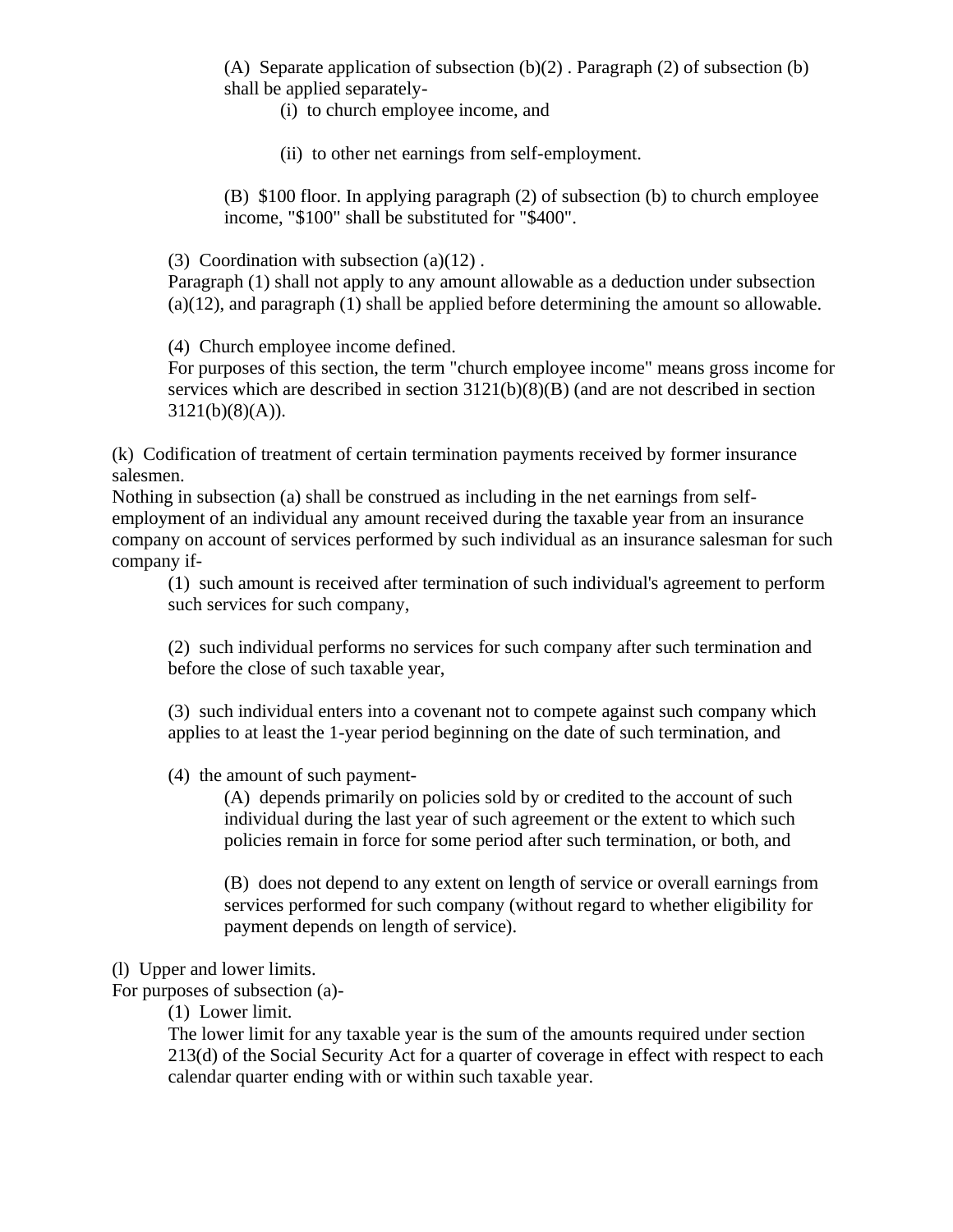(A) Separate application of subsection (b)(2) . Paragraph (2) of subsection (b) shall be applied separately-

(i) to church employee income, and

(ii) to other net earnings from self-employment.

(B) $100 floor. In applying paragraph (2) of subsection (b) to church employee income, "$100" shall be substituted for "$400".

(3) Coordination with subsection (a)(12) .
Paragraph (1) shall not apply to any amount allowable as a deduction under subsection (a)(12), and paragraph (1) shall be applied before determining the amount so allowable.

(4) Church employee income defined.
For purposes of this section, the term "church employee income" means gross income for services which are described in section 3121(b)(8)(B) (and are not described in section 3121(b)(8)(A)).

(k) Codification of treatment of certain termination payments received by former insurance salesmen.
Nothing in subsection (a) shall be construed as including in the net earnings from self-employment of an individual any amount received during the taxable year from an insurance company on account of services performed by such individual as an insurance salesman for such company if-

(1) such amount is received after termination of such individual's agreement to perform such services for such company,

(2) such individual performs no services for such company after such termination and before the close of such taxable year,

(3) such individual enters into a covenant not to compete against such company which applies to at least the 1-year period beginning on the date of such termination, and

(4) the amount of such payment-

(A) depends primarily on policies sold by or credited to the account of such individual during the last year of such agreement or the extent to which such policies remain in force for some period after such termination, or both, and

(B) does not depend to any extent on length of service or overall earnings from services performed for such company (without regard to whether eligibility for payment depends on length of service).

(l) Upper and lower limits.
For purposes of subsection (a)-

(1) Lower limit.
The lower limit for any taxable year is the sum of the amounts required under section 213(d) of the Social Security Act for a quarter of coverage in effect with respect to each calendar quarter ending with or within such taxable year.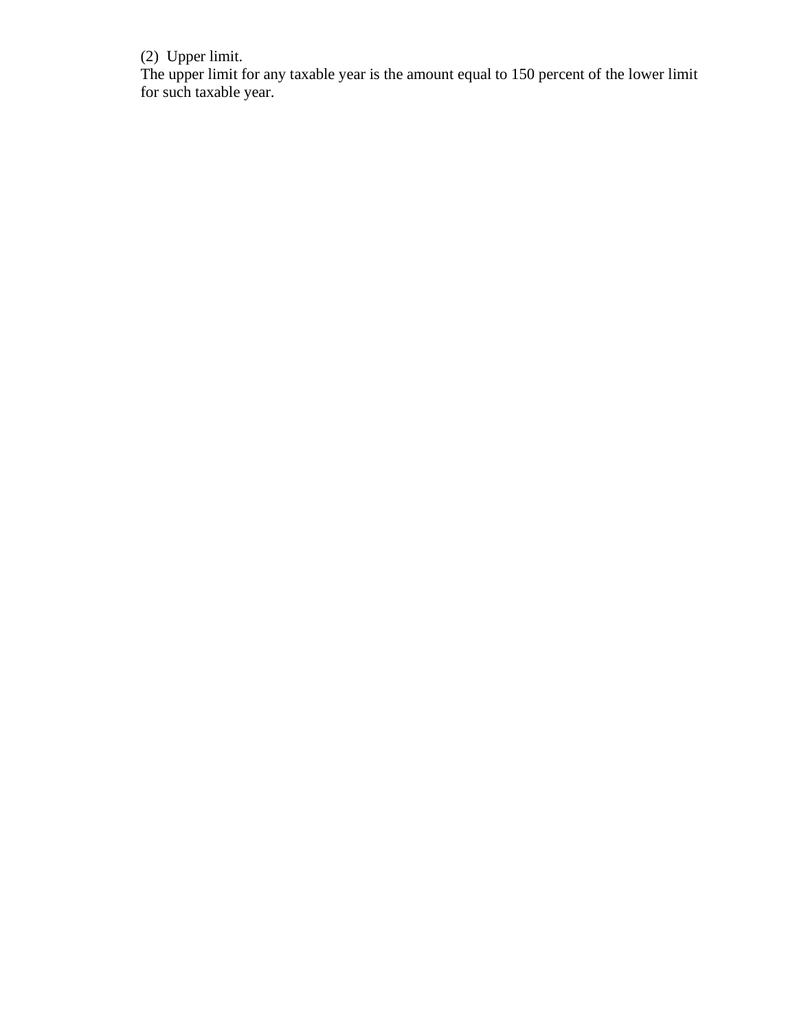(2) Upper limit.

The upper limit for any taxable year is the amount equal to 150 percent of the lower limit for such taxable year.